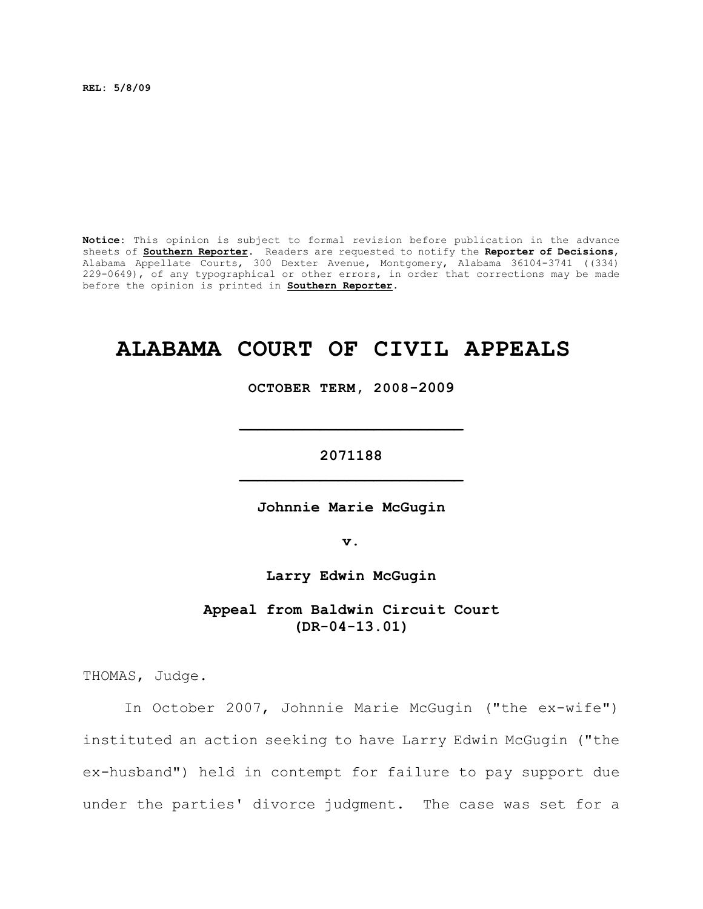**REL: 5/8/09**

**Notice:** This opinion is subject to formal revision before publication in the advance sheets of **Southern Reporter**. Readers are requested to notify the **Reporter of Decisions**, Alabama Appellate Courts, 300 Dexter Avenue, Montgomery, Alabama 36104-3741 ((334) 229-0649), of any typographical or other errors, in order that corrections may be made before the opinion is printed in **Southern Reporter**.

# ALABAMA COURT OF CIVIL APPEALS

**OCTOBER TERM, 2008-2009**

---

**2071188**

---

**Johnnie Marie McGugin**

**v.**

**Larry Edwin McGugin**

**Appeal from Baldwin Circuit Court (DR-04-13.01)**

THOMAS, Judge.

In October 2007, Johnnie Marie McGugin ("the ex-wife") instituted an action seeking to have Larry Edwin McGugin ("the ex-husband") held in contempt for failure to pay support due under the parties' divorce judgment. The case was set for a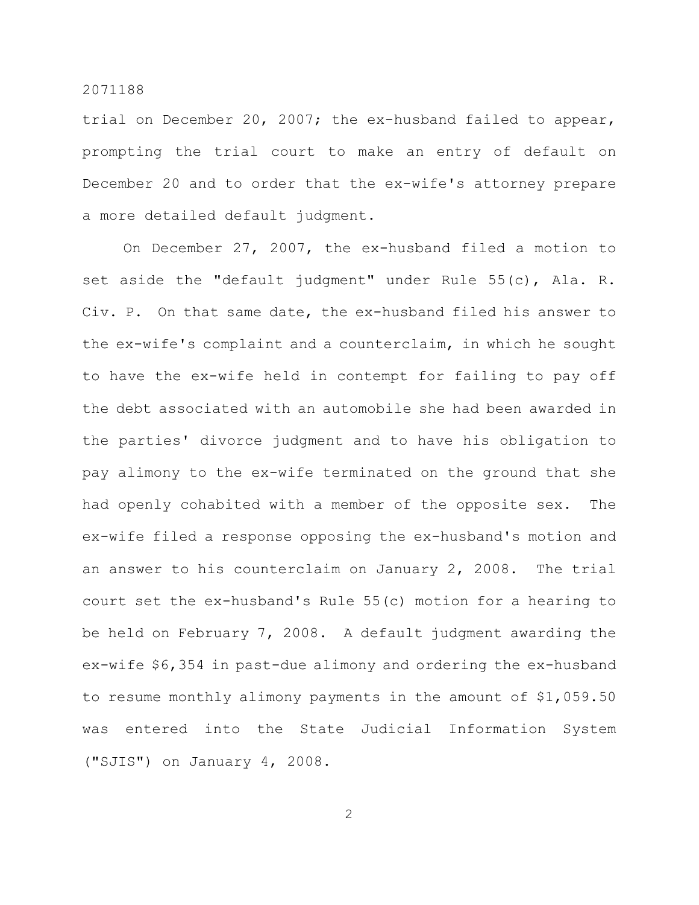trial on December 20, 2007; the ex-husband failed to appear, prompting the trial court to make an entry of default on December 20 and to order that the ex-wife's attorney prepare a more detailed default judgment.

On December 27, 2007, the ex-husband filed a motion to set aside the "default judgment" under Rule 55(c), Ala. R. Civ. P. On that same date, the ex-husband filed his answer to the ex-wife's complaint and a counterclaim, in which he sought to have the ex-wife held in contempt for failing to pay off the debt associated with an automobile she had been awarded in the parties' divorce judgment and to have his obligation to pay alimony to the ex-wife terminated on the ground that she had openly cohabited with a member of the opposite sex. The ex-wife filed a response opposing the ex-husband's motion and an answer to his counterclaim on January 2, 2008. The trial court set the ex-husband's Rule 55(c) motion for a hearing to be held on February 7, 2008. A default judgment awarding the ex-wife $6,354 in past-due alimony and ordering the ex-husband to resume monthly alimony payments in the amount of $1,059.50 was entered into the State Judicial Information System ("SJIS") on January 4, 2008.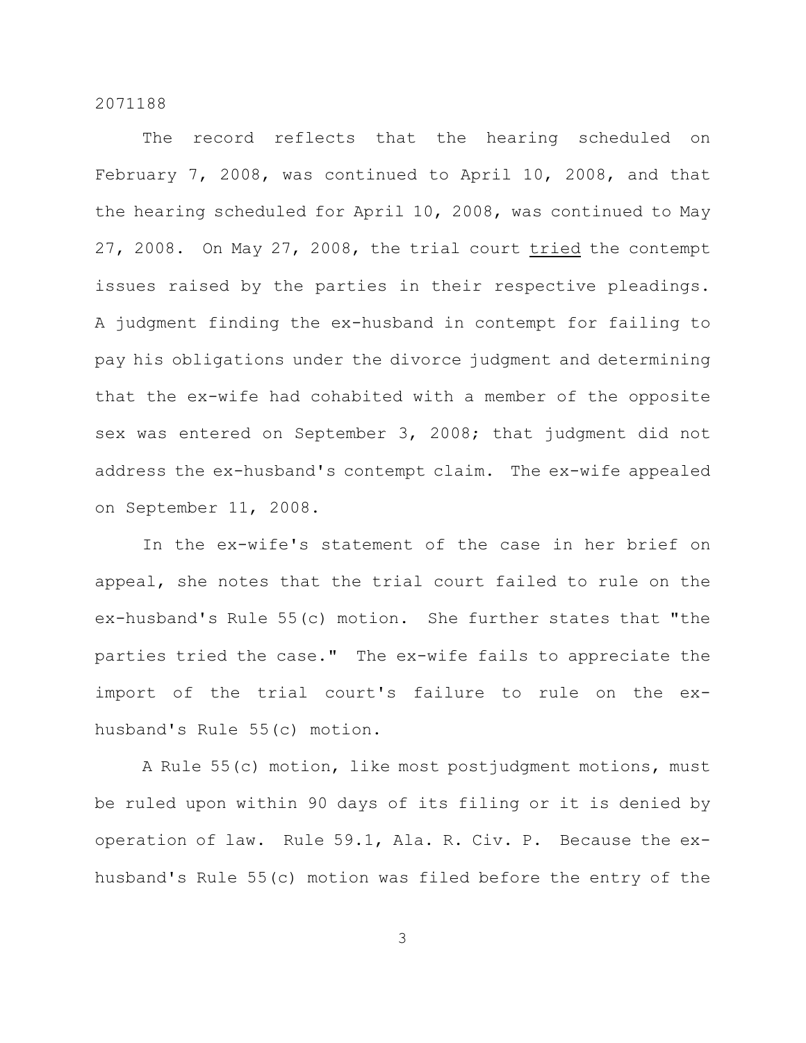The record reflects that the hearing scheduled on February 7, 2008, was continued to April 10, 2008, and that the hearing scheduled for April 10, 2008, was continued to May 27, 2008. On May 27, 2008, the trial court <u>tried</u> the contempt issues raised by the parties in their respective pleadings. A judgment finding the ex-husband in contempt for failing to pay his obligations under the divorce judgment and determining that the ex-wife had cohabited with a member of the opposite sex was entered on September 3, 2008; that judgment did not address the ex-husband's contempt claim. The ex-wife appealed on September 11, 2008.

In the ex-wife's statement of the case in her brief on appeal, she notes that the trial court failed to rule on the ex-husband's Rule 55(c) motion. She further states that "the parties tried the case." The ex-wife fails to appreciate the import of the trial court's failure to rule on the ex-husband's Rule 55(c) motion.

A Rule 55(c) motion, like most postjudgment motions, must be ruled upon within 90 days of its filing or it is denied by operation of law. Rule 59.1, Ala. R. Civ. P. Because the ex-husband's Rule 55(c) motion was filed before the entry of the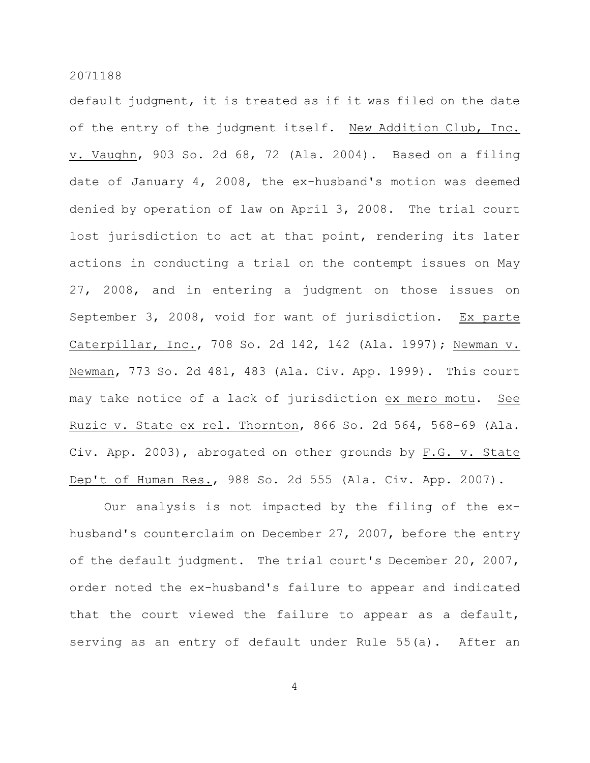default judgment, it is treated as if it was filed on the date of the entry of the judgment itself. New Addition Club, Inc. v. Vaughn, 903 So. 2d 68, 72 (Ala. 2004). Based on a filing date of January 4, 2008, the ex-husband's motion was deemed denied by operation of law on April 3, 2008. The trial court lost jurisdiction to act at that point, rendering its later actions in conducting a trial on the contempt issues on May 27, 2008, and in entering a judgment on those issues on September 3, 2008, void for want of jurisdiction. Ex parte Caterpillar, Inc., 708 So. 2d 142, 142 (Ala. 1997); Newman v. Newman, 773 So. 2d 481, 483 (Ala. Civ. App. 1999). This court may take notice of a lack of jurisdiction ex mero motu. See Ruzic v. State ex rel. Thornton, 866 So. 2d 564, 568-69 (Ala. Civ. App. 2003), abrogated on other grounds by F.G. v. State Dep't of Human Res., 988 So. 2d 555 (Ala. Civ. App. 2007).

Our analysis is not impacted by the filing of the ex-husband's counterclaim on December 27, 2007, before the entry of the default judgment. The trial court's December 20, 2007, order noted the ex-husband's failure to appear and indicated that the court viewed the failure to appear as a default, serving as an entry of default under Rule 55(a). After an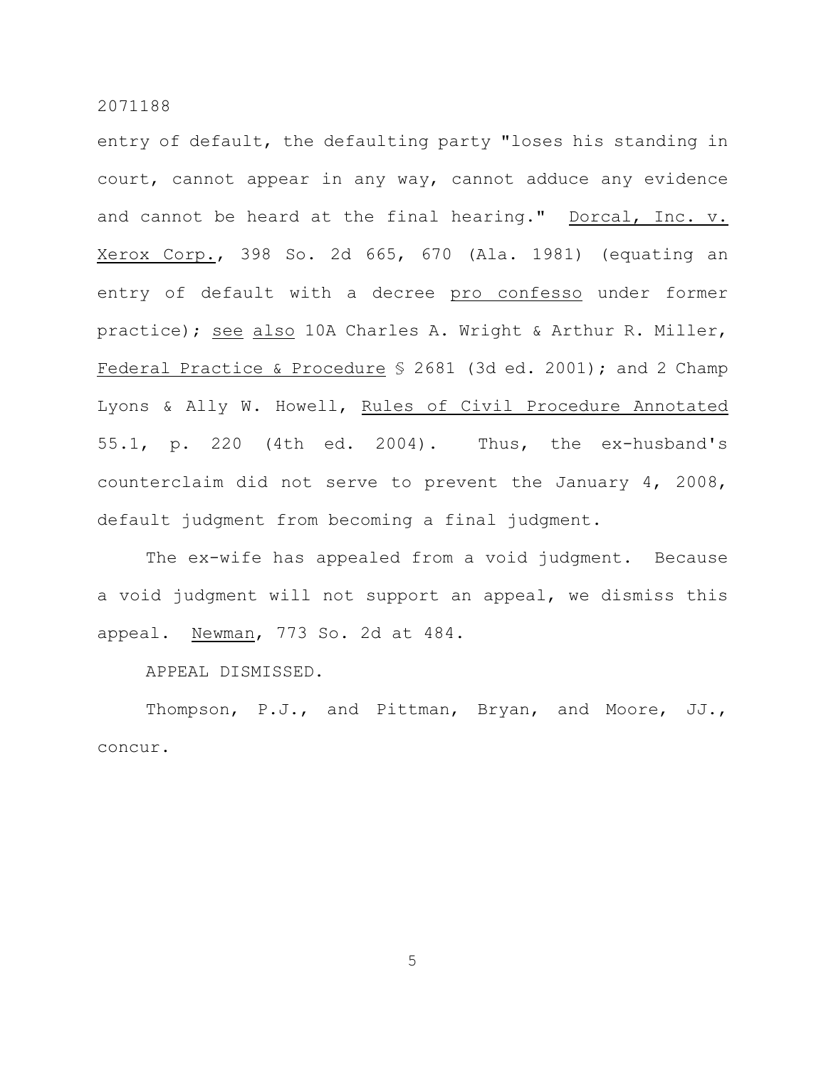entry of default, the defaulting party "loses his standing in court, cannot appear in any way, cannot adduce any evidence and cannot be heard at the final hearing." Dorcal, Inc. v. Xerox Corp., 398 So. 2d 665, 670 (Ala. 1981) (equating an entry of default with a decree *pro confesso* under former practice); *see also* 10A Charles A. Wright & Arthur R. Miller, *Federal Practice & Procedure* § 2681 (3d ed. 2001); and 2 Champ Lyons & Ally W. Howell, *Rules of Civil Procedure Annotated* 55.1, p. 220 (4th ed. 2004). Thus, the ex-husband's counterclaim did not serve to prevent the January 4, 2008, default judgment from becoming a final judgment.

The ex-wife has appealed from a void judgment. Because a void judgment will not support an appeal, we dismiss this appeal. *Newman*, 773 So. 2d at 484.

APPEAL DISMISSED.

Thompson, P.J., and Pittman, Bryan, and Moore, JJ., concur.